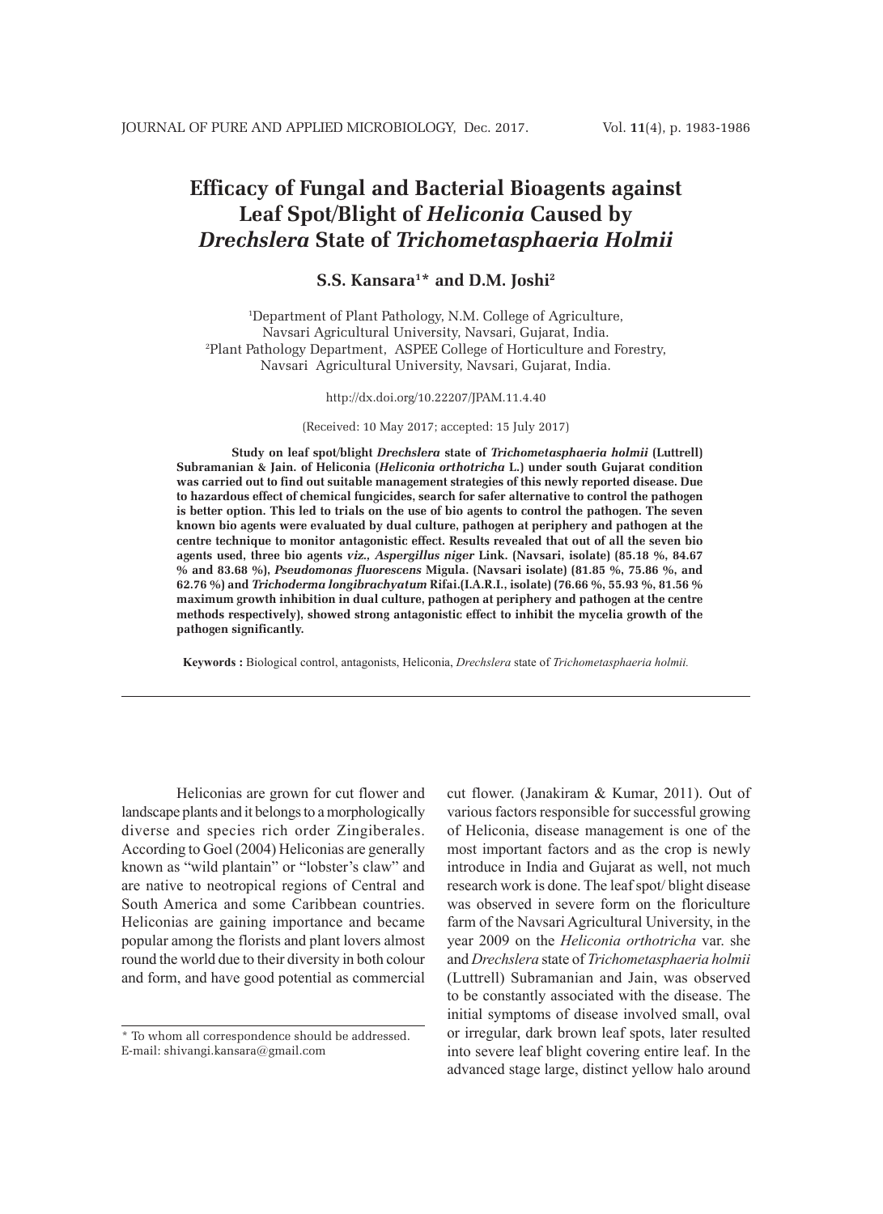# Efficacy of Fungal and Bacterial Bioagents against Leaf Spot/Blight of *Heliconia* Caused by *Drechslera* State of *Trichometasphaeria Holmii*

**S.S. Kansara[1]* and D.M. Joshi[2]**

[1]Department of Plant Pathology, N.M. College of Agriculture, Navsari Agricultural University, Navsari, Gujarat, India.
[2]Plant Pathology Department, ASPEE College of Horticulture and Forestry, Navsari Agricultural University, Navsari, Gujarat, India.

http://dx.doi.org/10.22207/JPAM.11.4.40

(Received: 10 May 2017; accepted: 15 July 2017)

**Study on leaf spot/blight *Drechslera* state of *Trichometasphaeria holmii* (Luttrell) Subramanian & Jain. of Heliconia (*Heliconia orthotricha* L.) under south Gujarat condition was carried out to find out suitable management strategies of this newly reported disease. Due to hazardous effect of chemical fungicides, search for safer alternative to control the pathogen is better option. This led to trials on the use of bio agents to control the pathogen. The seven known bio agents were evaluated by dual culture, pathogen at periphery and pathogen at the centre technique to monitor antagonistic effect. Results revealed that out of all the seven bio agents used, three bio agents *viz., Aspergillus niger* Link. (Navsari, isolate) (85.18 %, 84.67 % and 83.68 %), *Pseudomonas fluorescens* Migula. (Navsari isolate) (81.85 %, 75.86 %, and 62.76 %) and *Trichoderma longibrachyatum* Rifai.(I.A.R.I., isolate) (76.66 %, 55.93 %, 81.56 % maximum growth inhibition in dual culture, pathogen at periphery and pathogen at the centre methods respectively), showed strong antagonistic effect to inhibit the mycelia growth of the pathogen significantly.**

**Keywords :** Biological control, antagonists, Heliconia, *Drechslera* state of *Trichometasphaeria holmii.*

---

Heliconias are grown for cut flower and landscape plants and it belongs to a morphologically diverse and species rich order Zingiberales. According to Goel (2004) Heliconias are generally known as "wild plantain" or "lobster's claw" and are native to neotropical regions of Central and South America and some Caribbean countries. Heliconias are gaining importance and became popular among the florists and plant lovers almost round the world due to their diversity in both colour and form, and have good potential as commercial cut flower. (Janakiram & Kumar, 2011). Out of various factors responsible for successful growing of Heliconia, disease management is one of the most important factors and as the crop is newly introduce in India and Gujarat as well, not much research work is done. The leaf spot/ blight disease was observed in severe form on the floriculture farm of the Navsari Agricultural University, in the year 2009 on the *Heliconia orthotricha* var. she and *Drechslera* state of *Trichometasphaeria holmii* (Luttrell) Subramanian and Jain, was observed to be constantly associated with the disease. The initial symptoms of disease involved small, oval or irregular, dark brown leaf spots, later resulted into severe leaf blight covering entire leaf. In the advanced stage large, distinct yellow halo around

\* To whom all correspondence should be addressed.
E-mail: shivangi.kansara@gmail.com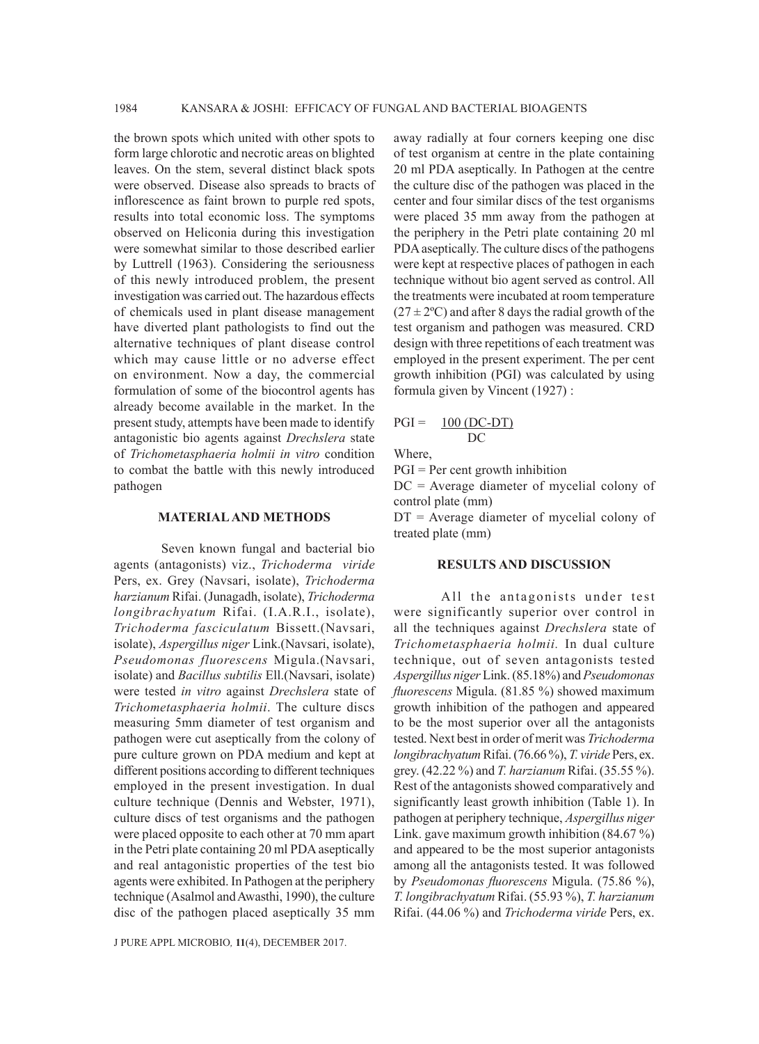the brown spots which united with other spots to form large chlorotic and necrotic areas on blighted leaves. On the stem, several distinct black spots were observed. Disease also spreads to bracts of inflorescence as faint brown to purple red spots, results into total economic loss. The symptoms observed on Heliconia during this investigation were somewhat similar to those described earlier by Luttrell (1963). Considering the seriousness of this newly introduced problem, the present investigation was carried out. The hazardous effects of chemicals used in plant disease management have diverted plant pathologists to find out the alternative techniques of plant disease control which may cause little or no adverse effect on environment. Now a day, the commercial formulation of some of the biocontrol agents has already become available in the market. In the present study, attempts have been made to identify antagonistic bio agents against *Drechslera* state of *Trichometasphaeria holmii in vitro* condition to combat the battle with this newly introduced pathogen

## MATERIAL AND METHODS

Seven known fungal and bacterial bio agents (antagonists) viz., *Trichoderma viride* Pers, ex. Grey (Navsari, isolate), *Trichoderma harzianum* Rifai. (Junagadh, isolate), *Trichoderma longibrachyatum* Rifai. (I.A.R.I., isolate), *Trichoderma fasciculatum* Bissett.(Navsari, isolate), *Aspergillus niger* Link.(Navsari, isolate), *Pseudomonas fluorescens* Migula.(Navsari, isolate) and *Bacillus subtilis* Ell.(Navsari, isolate) were tested *in vitro* against *Drechslera* state of *Trichometasphaeria holmii*. The culture discs measuring 5mm diameter of test organism and pathogen were cut aseptically from the colony of pure culture grown on PDA medium and kept at different positions according to different techniques employed in the present investigation. In dual culture technique (Dennis and Webster, 1971), culture discs of test organisms and the pathogen were placed opposite to each other at 70 mm apart in the Petri plate containing 20 ml PDA aseptically and real antagonistic properties of the test bio agents were exhibited. In Pathogen at the periphery technique (Asalmol and Awasthi, 1990), the culture disc of the pathogen placed aseptically 35 mm away radially at four corners keeping one disc of test organism at centre in the plate containing 20 ml PDA aseptically. In Pathogen at the centre the culture disc of the pathogen was placed in the center and four similar discs of the test organisms were placed 35 mm away from the pathogen at the periphery in the Petri plate containing 20 ml PDA aseptically. The culture discs of the pathogens were kept at respective places of pathogen in each technique without bio agent served as control. All the treatments were incubated at room temperature ($27 \pm 2$ºC) and after 8 days the radial growth of the test organism and pathogen was measured. CRD design with three repetitions of each treatment was employed in the present experiment. The per cent growth inhibition (PGI) was calculated by using formula given by Vincent (1927) :

$$PGI = \frac{100\,(DC-DT)}{DC}$$

Where,

PGI = Per cent growth inhibition

DC = Average diameter of mycelial colony of control plate (mm)

DT = Average diameter of mycelial colony of treated plate (mm)

## RESULTS AND DISCUSSION

All the antagonists under test were significantly superior over control in all the techniques against *Drechslera* state of *Trichometasphaeria holmii.* In dual culture technique, out of seven antagonists tested *Aspergillus niger* Link. (85.18%) and *Pseudomonas fluorescens* Migula. (81.85 %) showed maximum growth inhibition of the pathogen and appeared to be the most superior over all the antagonists tested. Next best in order of merit was *Trichoderma longibrachyatum* Rifai. (76.66 %), *T. viride* Pers, ex. grey. (42.22 %) and *T. harzianum* Rifai. (35.55 %). Rest of the antagonists showed comparatively and significantly least growth inhibition (Table 1). In pathogen at periphery technique, *Aspergillus niger* Link. gave maximum growth inhibition (84.67 %) and appeared to be the most superior antagonists among all the antagonists tested. It was followed by *Pseudomonas fluorescens* Migula. (75.86 %), *T. longibrachyatum* Rifai. (55.93 %), *T. harzianum* Rifai. (44.06 %) and *Trichoderma viride* Pers, ex.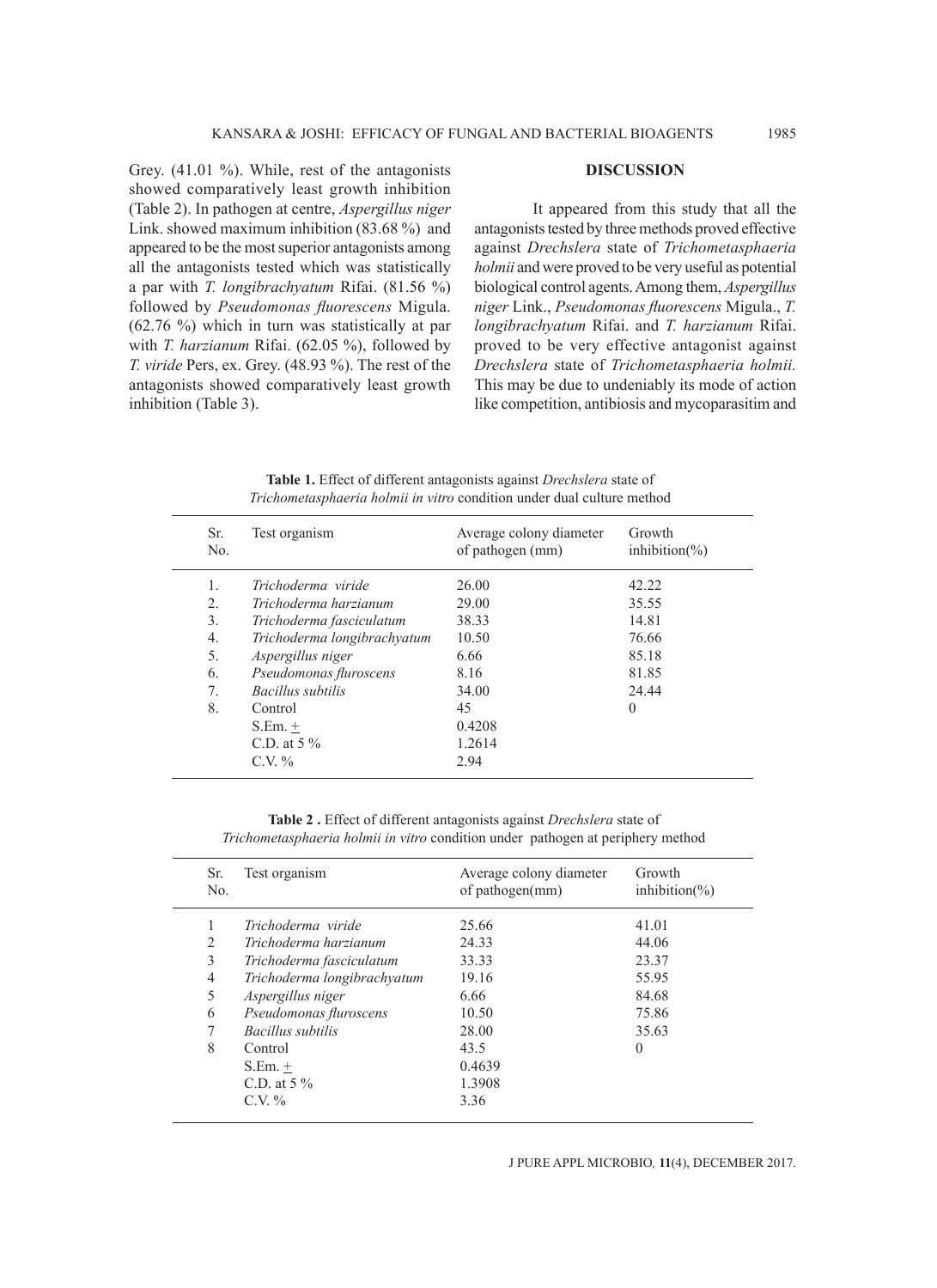Grey. (41.01 %). While, rest of the antagonists showed comparatively least growth inhibition (Table 2). In pathogen at centre, *Aspergillus niger* Link. showed maximum inhibition (83.68 %) and appeared to be the most superior antagonists among all the antagonists tested which was statistically a par with *T. longibrachyatum* Rifai. (81.56 %) followed by *Pseudomonas fluorescens* Migula. (62.76 %) which in turn was statistically at par with *T. harzianum* Rifai. (62.05 %), followed by *T. viride* Pers, ex. Grey. (48.93 %). The rest of the antagonists showed comparatively least growth inhibition (Table 3).

## DISCUSSION

It appeared from this study that all the antagonists tested by three methods proved effective against *Drechslera* state of *Trichometasphaeria holmii* and were proved to be very useful as potential biological control agents. Among them, *Aspergillus niger* Link., *Pseudomonas fluorescens* Migula., *T. longibrachyatum* Rifai. and *T. harzianum* Rifai. proved to be very effective antagonist against *Drechslera* state of *Trichometasphaeria holmii.* This may be due to undeniably its mode of action like competition, antibiosis and mycoparasitim and

**Table 1.** Effect of different antagonists against *Drechslera* state of *Trichometasphaeria holmii in vitro* condition under dual culture method

| Sr. No. | Test organism | Average colony diameter of pathogen (mm) | Growth inhibition(%) |
|---|---|---|---|
| 1. | *Trichoderma viride* | 26.00 | 42.22 |
| 2. | *Trichoderma harzianum* | 29.00 | 35.55 |
| 3. | *Trichoderma fasciculatum* | 38.33 | 14.81 |
| 4. | *Trichoderma longibrachyatum* | 10.50 | 76.66 |
| 5. | *Aspergillus niger* | 6.66 | 85.18 |
| 6. | *Pseudomonas fluroscens* | 8.16 | 81.85 |
| 7. | *Bacillus subtilis* | 34.00 | 24.44 |
| 8. | Control | 45 | 0 |
| | S.Em. ± | 0.4208 | |
| | C.D. at 5 % | 1.2614 | |
| | C.V. % | 2.94 | |

**Table 2 .** Effect of different antagonists against *Drechslera* state of *Trichometasphaeria holmii in vitro* condition under pathogen at periphery method

| Sr. No. | Test organism | Average colony diameter of pathogen(mm) | Growth inhibition(%) |
|---|---|---|---|
| 1 | *Trichoderma viride* | 25.66 | 41.01 |
| 2 | *Trichoderma harzianum* | 24.33 | 44.06 |
| 3 | *Trichoderma fasciculatum* | 33.33 | 23.37 |
| 4 | *Trichoderma longibrachyatum* | 19.16 | 55.95 |
| 5 | *Aspergillus niger* | 6.66 | 84.68 |
| 6 | *Pseudomonas fluroscens* | 10.50 | 75.86 |
| 7 | *Bacillus subtilis* | 28.00 | 35.63 |
| 8 | Control | 43.5 | 0 |
| | S.Em. ± | 0.4639 | |
| | C.D. at 5 % | 1.3908 | |
| | C.V. % | 3.36 | |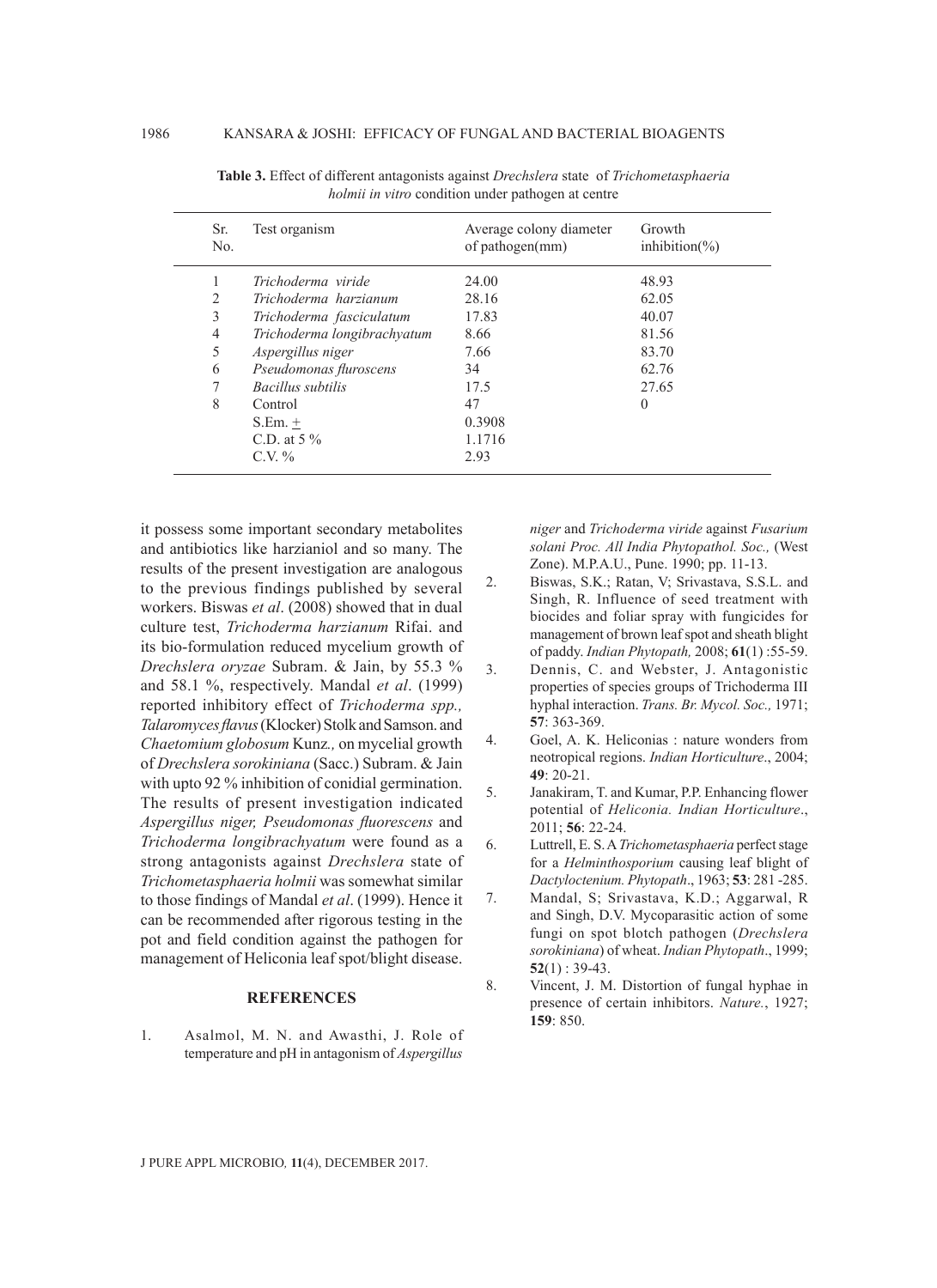**Table 3.** Effect of different antagonists against *Drechslera* state of *Trichometasphaeria holmii in vitro* condition under pathogen at centre

| Sr. No. | Test organism | Average colony diameter of pathogen(mm) | Growth inhibition(%) |
|---|---|---|---|
| 1 | *Trichoderma viride* | 24.00 | 48.93 |
| 2 | *Trichoderma harzianum* | 28.16 | 62.05 |
| 3 | *Trichoderma fasciculatum* | 17.83 | 40.07 |
| 4 | *Trichoderma longibrachyatum* | 8.66 | 81.56 |
| 5 | *Aspergillus niger* | 7.66 | 83.70 |
| 6 | *Pseudomonas fluroscens* | 34 | 62.76 |
| 7 | *Bacillus subtilis* | 17.5 | 27.65 |
| 8 | Control | 47 | 0 |
| | S.Em. ± | 0.3908 | |
| | C.D. at 5 % | 1.1716 | |
| | C.V. % | 2.93 | |

it possess some important secondary metabolites and antibiotics like harzianiol and so many. The results of the present investigation are analogous to the previous findings published by several workers. Biswas *et al*. (2008) showed that in dual culture test, *Trichoderma harzianum* Rifai. and its bio-formulation reduced mycelium growth of *Drechslera oryzae* Subram. & Jain, by 55.3 % and 58.1 %, respectively. Mandal *et al*. (1999) reported inhibitory effect of *Trichoderma spp., Talaromyces flavus* (Klocker) Stolk and Samson. and *Chaetomium globosum* Kunz*.,* on mycelial growth of *Drechslera sorokiniana* (Sacc.) Subram. & Jain with upto 92 % inhibition of conidial germination. The results of present investigation indicated *Aspergillus niger, Pseudomonas fluorescens* and *Trichoderma longibrachyatum* were found as a strong antagonists against *Drechslera* state of *Trichometasphaeria holmii* was somewhat similar to those findings of Mandal *et al*. (1999). Hence it can be recommended after rigorous testing in the pot and field condition against the pathogen for management of Heliconia leaf spot/blight disease.

## REFERENCES

1. Asalmol, M. N. and Awasthi, J. Role of temperature and pH in antagonism of *Aspergillus niger* and *Trichoderma viride* against *Fusarium solani Proc. All India Phytopathol. Soc.,* (West Zone). M.P.A.U., Pune. 1990; pp. 11-13.
2. Biswas, S.K.; Ratan, V; Srivastava, S.S.L. and Singh, R. Influence of seed treatment with biocides and foliar spray with fungicides for management of brown leaf spot and sheath blight of paddy. *Indian Phytopath,* 2008; **61**(1) :55-59.
3. Dennis, C. and Webster, J. Antagonistic properties of species groups of Trichoderma III hyphal interaction. *Trans. Br. Mycol. Soc.,* 1971; **57**: 363-369.
4. Goel, A. K. Heliconias : nature wonders from neotropical regions. *Indian Horticulture*., 2004; **49**: 20-21.
5. Janakiram, T. and Kumar, P.P. Enhancing flower potential of *Heliconia. Indian Horticulture*., 2011; **56**: 22-24.
6. Luttrell, E. S. A *Trichometasphaeria* perfect stage for a *Helminthosporium* causing leaf blight of *Dactyloctenium. Phytopath*., 1963; **53**: 281 -285.
7. Mandal, S; Srivastava, K.D.; Aggarwal, R and Singh, D.V. Mycoparasitic action of some fungi on spot blotch pathogen (*Drechslera sorokiniana*) of wheat. *Indian Phytopath*., 1999; **52**(1) : 39-43.
8. Vincent, J. M. Distortion of fungal hyphae in presence of certain inhibitors. *Nature.*, 1927; **159**: 850.